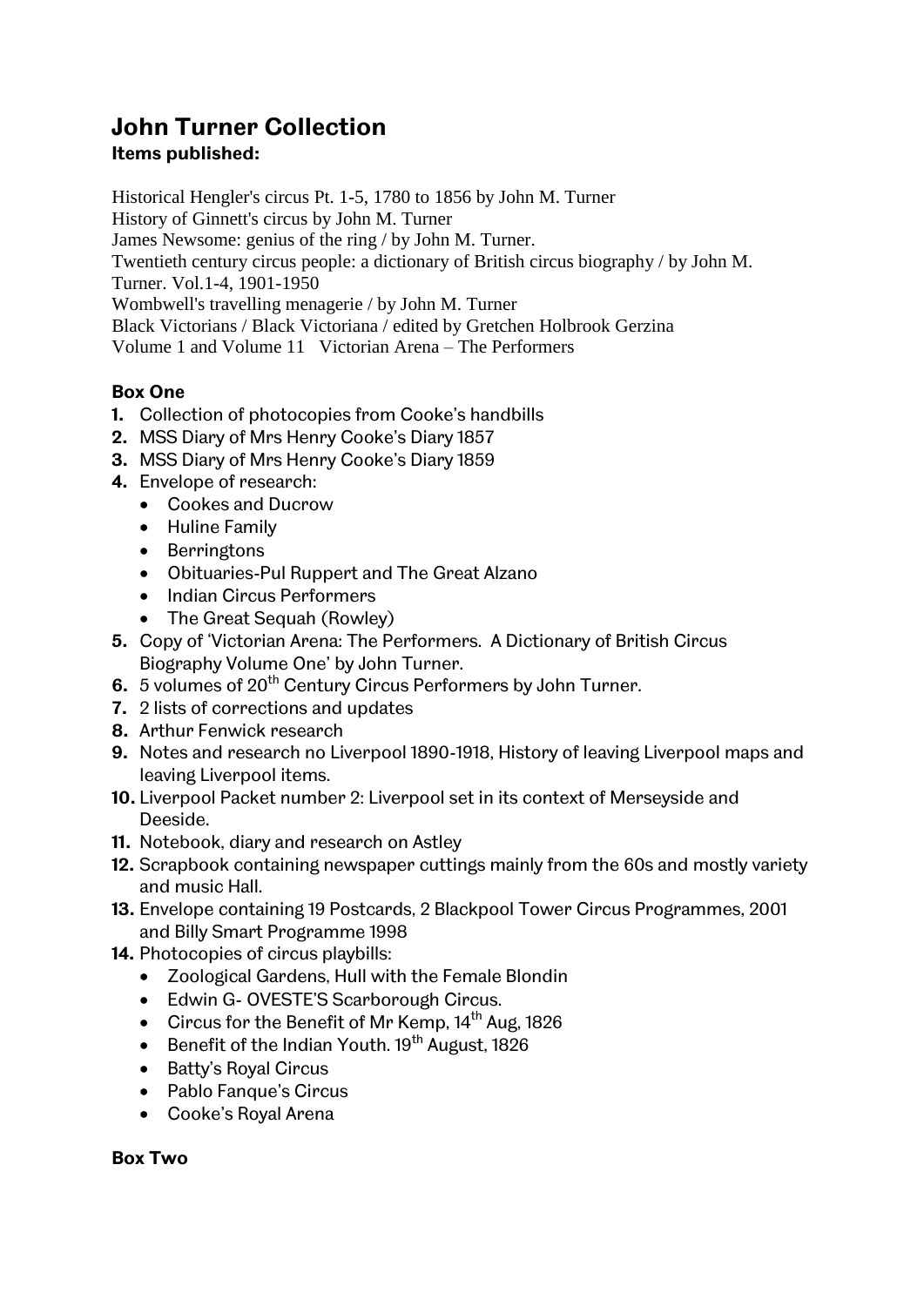# John Turner Collection

### Items published:

Historical Hengler's circus Pt. 1-5, 1780 to 1856 by John M. Turner
History of Ginnett's circus by John M. Turner
James Newsome: genius of the ring / by John M. Turner.
Twentieth century circus people: a dictionary of British circus biography / by John M. Turner. Vol.1-4, 1901-1950
Wombwell's travelling menagerie / by John M. Turner
Black Victorians / Black Victoriana / edited by Gretchen Holbrook Gerzina
Volume 1 and Volume 11   Victorian Arena – The Performers

### Box One

1. Collection of photocopies from Cooke's handbills
2. MSS Diary of Mrs Henry Cooke's Diary 1857
3. MSS Diary of Mrs Henry Cooke's Diary 1859
4. Envelope of research:
   - Cookes and Ducrow
   - Huline Family
   - Berringtons
   - Obituaries-Pul Ruppert and The Great Alzano
   - Indian Circus Performers
   - The Great Sequah (Rowley)
5. Copy of 'Victorian Arena: The Performers. A Dictionary of British Circus Biography Volume One' by John Turner.
6. 5 volumes of 20th Century Circus Performers by John Turner.
7. 2 lists of corrections and updates
8. Arthur Fenwick research
9. Notes and research no Liverpool 1890-1918, History of leaving Liverpool maps and leaving Liverpool items.
10. Liverpool Packet number 2: Liverpool set in its context of Merseyside and Deeside.
11. Notebook, diary and research on Astley
12. Scrapbook containing newspaper cuttings mainly from the 60s and mostly variety and music Hall.
13. Envelope containing 19 Postcards, 2 Blackpool Tower Circus Programmes, 2001 and Billy Smart Programme 1998
14. Photocopies of circus playbills:
    - Zoological Gardens, Hull with the Female Blondin
    - Edwin G- OVESTE'S Scarborough Circus.
    - Circus for the Benefit of Mr Kemp, 14th Aug, 1826
    - Benefit of the Indian Youth. 19th August, 1826
    - Batty's Royal Circus
    - Pablo Fanque's Circus
    - Cooke's Royal Arena

### Box Two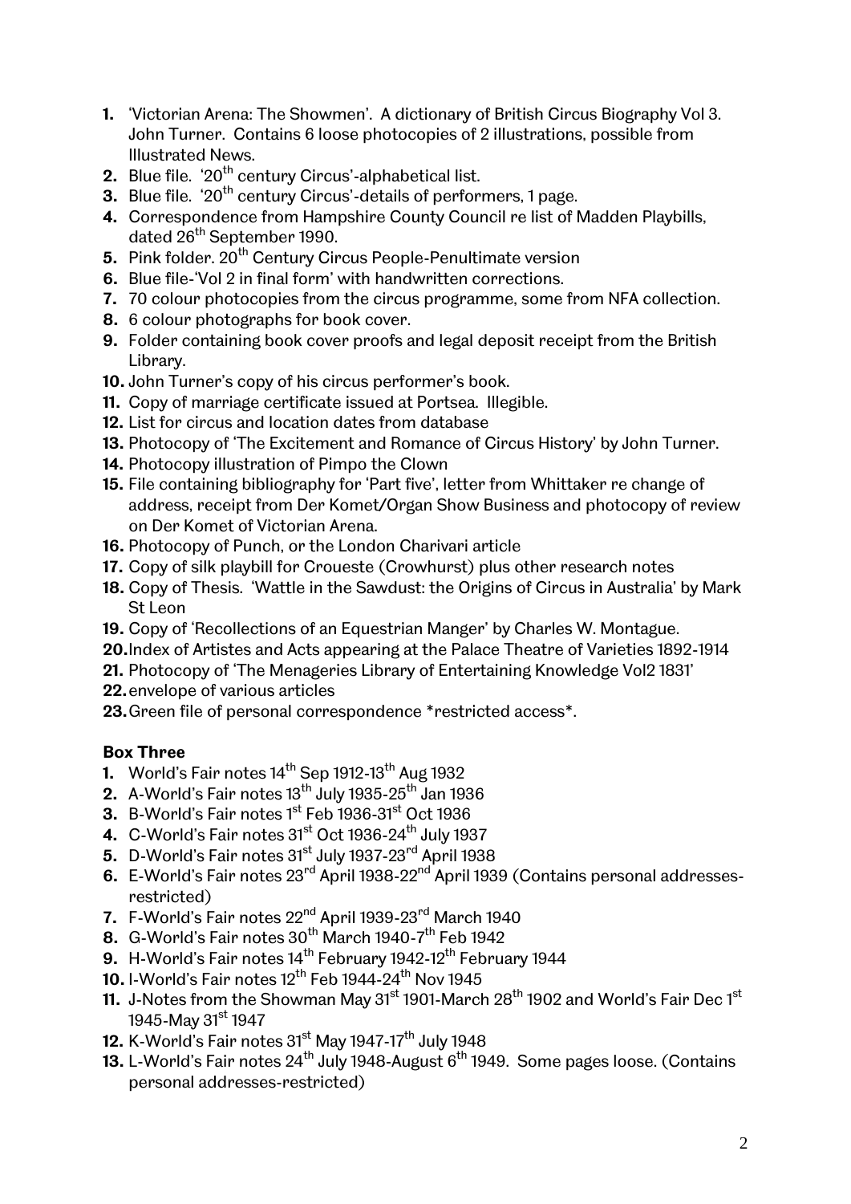1. 'Victorian Arena: The Showmen'. A dictionary of British Circus Biography Vol 3. John Turner. Contains 6 loose photocopies of 2 illustrations, possible from Illustrated News.
2. Blue file. '20th century Circus'-alphabetical list.
3. Blue file. '20th century Circus'-details of performers, 1 page.
4. Correspondence from Hampshire County Council re list of Madden Playbills, dated 26th September 1990.
5. Pink folder. 20th Century Circus People-Penultimate version
6. Blue file-'Vol 2 in final form' with handwritten corrections.
7. 70 colour photocopies from the circus programme, some from NFA collection.
8. 6 colour photographs for book cover.
9. Folder containing book cover proofs and legal deposit receipt from the British Library.
10. John Turner's copy of his circus performer's book.
11. Copy of marriage certificate issued at Portsea. Illegible.
12. List for circus and location dates from database
13. Photocopy of 'The Excitement and Romance of Circus History' by John Turner.
14. Photocopy illustration of Pimpo the Clown
15. File containing bibliography for 'Part five', letter from Whittaker re change of address, receipt from Der Komet/Organ Show Business and photocopy of review on Der Komet of Victorian Arena.
16. Photocopy of Punch, or the London Charivari article
17. Copy of silk playbill for Croueste (Crowhurst) plus other research notes
18. Copy of Thesis. 'Wattle in the Sawdust: the Origins of Circus in Australia' by Mark St Leon
19. Copy of 'Recollections of an Equestrian Manger' by Charles W. Montague.
20. Index of Artistes and Acts appearing at the Palace Theatre of Varieties 1892-1914
21. Photocopy of 'The Menageries Library of Entertaining Knowledge Vol2 1831'
22. envelope of various articles
23. Green file of personal correspondence *restricted access*.

**Box Three**

1. World's Fair notes 14th Sep 1912-13th Aug 1932
2. A-World's Fair notes 13th July 1935-25th Jan 1936
3. B-World's Fair notes 1st Feb 1936-31st Oct 1936
4. C-World's Fair notes 31st Oct 1936-24th July 1937
5. D-World's Fair notes 31st July 1937-23rd April 1938
6. E-World's Fair notes 23rd April 1938-22nd April 1939 (Contains personal addresses-restricted)
7. F-World's Fair notes 22nd April 1939-23rd March 1940
8. G-World's Fair notes 30th March 1940-7th Feb 1942
9. H-World's Fair notes 14th February 1942-12th February 1944
10. I-World's Fair notes 12th Feb 1944-24th Nov 1945
11. J-Notes from the Showman May 31st 1901-March 28th 1902 and World's Fair Dec 1st 1945-May 31st 1947
12. K-World's Fair notes 31st May 1947-17th July 1948
13. L-World's Fair notes 24th July 1948-August 6th 1949. Some pages loose. (Contains personal addresses-restricted)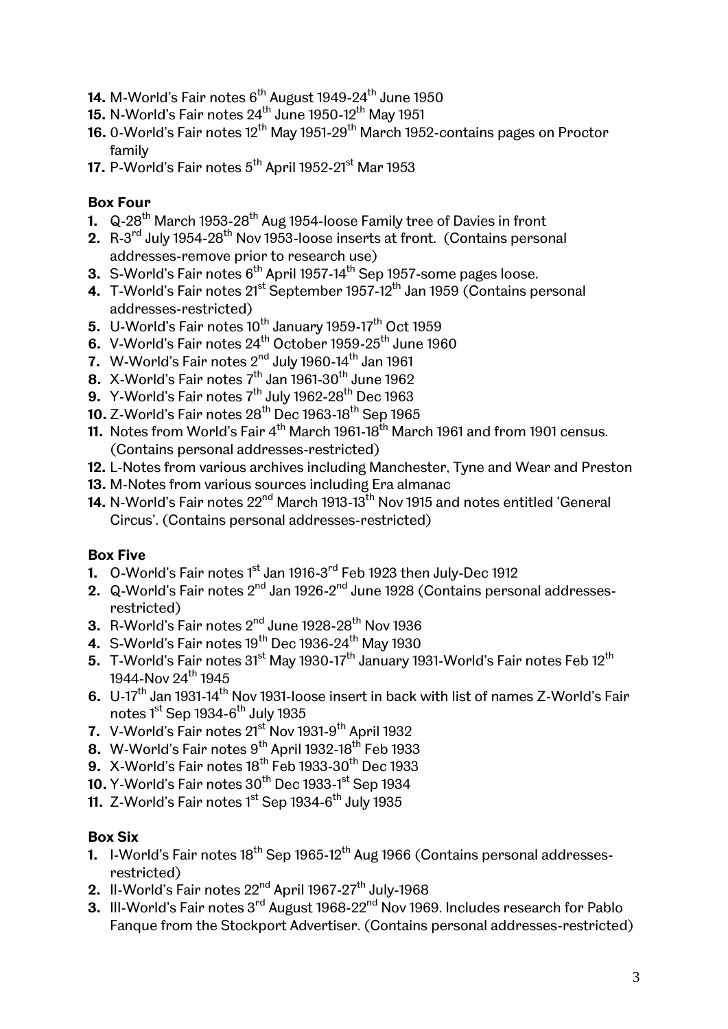14. M-World's Fair notes 6th August 1949-24th June 1950
15. N-World's Fair notes 24th June 1950-12th May 1951
16. O-World's Fair notes 12th May 1951-29th March 1952-contains pages on Proctor family
17. P-World's Fair notes 5th April 1952-21st Mar 1953

**Box Four**

1. Q-28th March 1953-28th Aug 1954-loose Family tree of Davies in front
2. R-3rd July 1954-28th Nov 1953-loose inserts at front. (Contains personal addresses-remove prior to research use)
3. S-World's Fair notes 6th April 1957-14th Sep 1957-some pages loose.
4. T-World's Fair notes 21st September 1957-12th Jan 1959 (Contains personal addresses-restricted)
5. U-World's Fair notes 10th January 1959-17th Oct 1959
6. V-World's Fair notes 24th October 1959-25th June 1960
7. W-World's Fair notes 2nd July 1960-14th Jan 1961
8. X-World's Fair notes 7th Jan 1961-30th June 1962
9. Y-World's Fair notes 7th July 1962-28th Dec 1963
10. Z-World's Fair notes 28th Dec 1963-18th Sep 1965
11. Notes from World's Fair 4th March 1961-18th March 1961 and from 1901 census. (Contains personal addresses-restricted)
12. L-Notes from various archives including Manchester, Tyne and Wear and Preston
13. M-Notes from various sources including Era almanac
14. N-World's Fair notes 22nd March 1913-13th Nov 1915 and notes entitled 'General Circus'. (Contains personal addresses-restricted)

**Box Five**

1. O-World's Fair notes 1st Jan 1916-3rd Feb 1923 then July-Dec 1912
2. Q-World's Fair notes 2nd Jan 1926-2nd June 1928 (Contains personal addresses-restricted)
3. R-World's Fair notes 2nd June 1928-28th Nov 1936
4. S-World's Fair notes 19th Dec 1936-24th May 1930
5. T-World's Fair notes 31st May 1930-17th January 1931-World's Fair notes Feb 12th 1944-Nov 24th 1945
6. U-17th Jan 1931-14th Nov 1931-loose insert in back with list of names Z-World's Fair notes 1st Sep 1934-6th July 1935
7. V-World's Fair notes 21st Nov 1931-9th April 1932
8. W-World's Fair notes 9th April 1932-18th Feb 1933
9. X-World's Fair notes 18th Feb 1933-30th Dec 1933
10. Y-World's Fair notes 30th Dec 1933-1st Sep 1934
11. Z-World's Fair notes 1st Sep 1934-6th July 1935

**Box Six**

1. I-World's Fair notes 18th Sep 1965-12th Aug 1966 (Contains personal addresses-restricted)
2. II-World's Fair notes 22nd April 1967-27th July-1968
3. III-World's Fair notes 3rd August 1968-22nd Nov 1969. Includes research for Pablo Fanque from the Stockport Advertiser. (Contains personal addresses-restricted)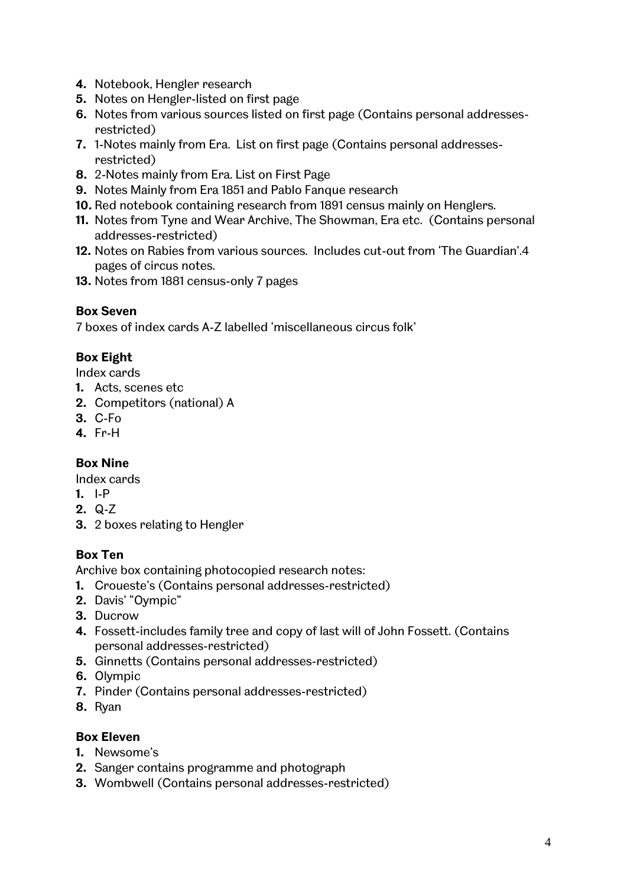4. Notebook, Hengler research
5. Notes on Hengler-listed on first page
6. Notes from various sources listed on first page (Contains personal addresses-restricted)
7. 1-Notes mainly from Era. List on first page (Contains personal addresses-restricted)
8. 2-Notes mainly from Era. List on First Page
9. Notes Mainly from Era 1851 and Pablo Fanque research
10. Red notebook containing research from 1891 census mainly on Henglers.
11. Notes from Tyne and Wear Archive, The Showman, Era etc. (Contains personal addresses-restricted)
12. Notes on Rabies from various sources. Includes cut-out from 'The Guardian'.4 pages of circus notes.
13. Notes from 1881 census-only 7 pages

**Box Seven**

7 boxes of index cards A-Z labelled 'miscellaneous circus folk'

**Box Eight**

Index cards

1. Acts, scenes etc
2. Competitors (national) A
3. C-Fo
4. Fr-H

**Box Nine**

Index cards

1. I-P
2. Q-Z
3. 2 boxes relating to Hengler

**Box Ten**

Archive box containing photocopied research notes:

1. Croueste's (Contains personal addresses-restricted)
2. Davis' "Oympic"
3. Ducrow
4. Fossett-includes family tree and copy of last will of John Fossett. (Contains personal addresses-restricted)
5. Ginnetts (Contains personal addresses-restricted)
6. Olympic
7. Pinder (Contains personal addresses-restricted)
8. Ryan

**Box Eleven**

1. Newsome's
2. Sanger contains programme and photograph
3. Wombwell (Contains personal addresses-restricted)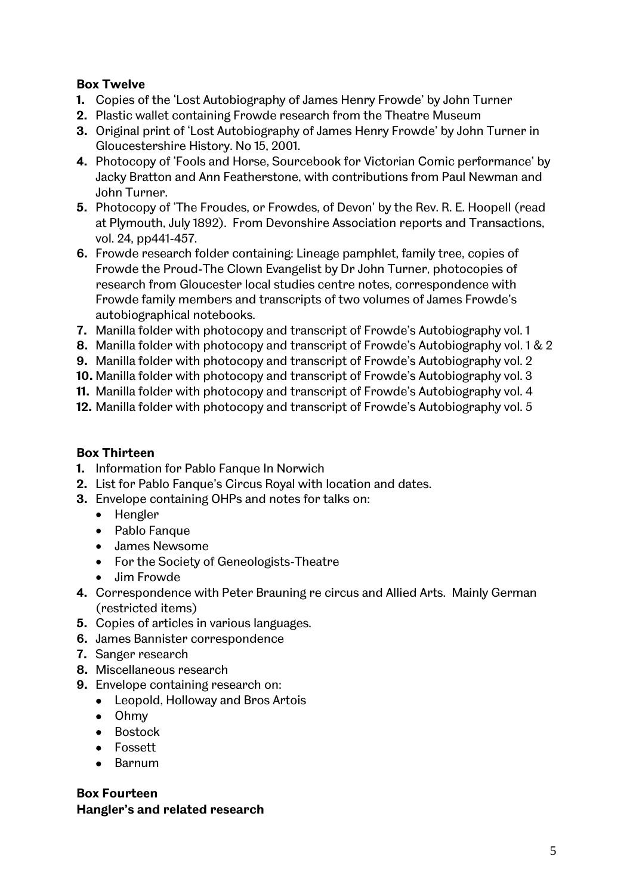**Box Twelve**

1. Copies of the 'Lost Autobiography of James Henry Frowde' by John Turner
2. Plastic wallet containing Frowde research from the Theatre Museum
3. Original print of 'Lost Autobiography of James Henry Frowde' by John Turner in Gloucestershire History. No 15, 2001.
4. Photocopy of 'Fools and Horse, Sourcebook for Victorian Comic performance' by Jacky Bratton and Ann Featherstone, with contributions from Paul Newman and John Turner.
5. Photocopy of 'The Froudes, or Frowdes, of Devon' by the Rev. R. E. Hoopell (read at Plymouth, July 1892). From Devonshire Association reports and Transactions, vol. 24, pp441-457.
6. Frowde research folder containing: Lineage pamphlet, family tree, copies of Frowde the Proud-The Clown Evangelist by Dr John Turner, photocopies of research from Gloucester local studies centre notes, correspondence with Frowde family members and transcripts of two volumes of James Frowde's autobiographical notebooks.
7. Manilla folder with photocopy and transcript of Frowde's Autobiography vol. 1
8. Manilla folder with photocopy and transcript of Frowde's Autobiography vol. 1 & 2
9. Manilla folder with photocopy and transcript of Frowde's Autobiography vol. 2
10. Manilla folder with photocopy and transcript of Frowde's Autobiography vol. 3
11. Manilla folder with photocopy and transcript of Frowde's Autobiography vol. 4
12. Manilla folder with photocopy and transcript of Frowde's Autobiography vol. 5

**Box Thirteen**

1. Information for Pablo Fanque In Norwich
2. List for Pablo Fanque's Circus Royal with location and dates.
3. Envelope containing OHPs and notes for talks on:
   - Hengler
   - Pablo Fanque
   - James Newsome
   - For the Society of Geneologists-Theatre
   - Jim Frowde
4. Correspondence with Peter Brauning re circus and Allied Arts. Mainly German (restricted items)
5. Copies of articles in various languages.
6. James Bannister correspondence
7. Sanger research
8. Miscellaneous research
9. Envelope containing research on:
   - Leopold, Holloway and Bros Artois
   - Ohmy
   - Bostock
   - Fossett
   - Barnum

**Box Fourteen**
**Hangler's and related research**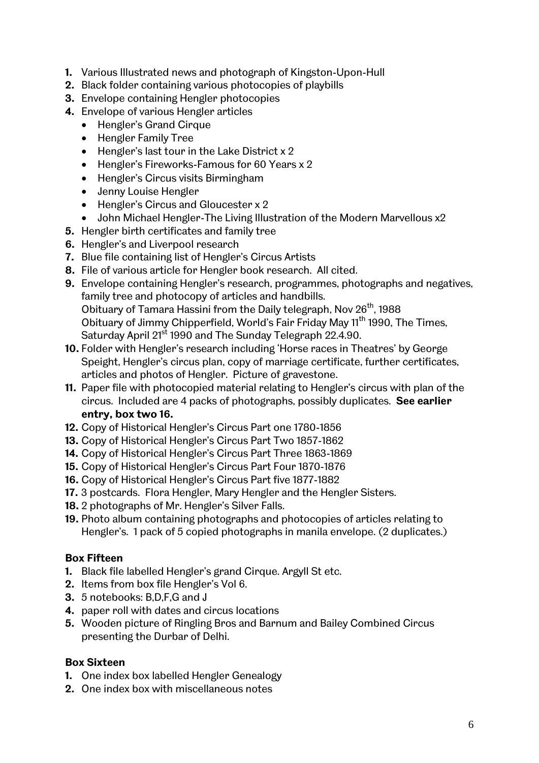1. Various Illustrated news and photograph of Kingston-Upon-Hull
2. Black folder containing various photocopies of playbills
3. Envelope containing Hengler photocopies
4. Envelope of various Hengler articles
   - Hengler's Grand Cirque
   - Hengler Family Tree
   - Hengler's last tour in the Lake District x 2
   - Hengler's Fireworks-Famous for 60 Years x 2
   - Hengler's Circus visits Birmingham
   - Jenny Louise Hengler
   - Hengler's Circus and Gloucester x 2
   - John Michael Hengler-The Living Illustration of the Modern Marvellous x2
5. Hengler birth certificates and family tree
6. Hengler's and Liverpool research
7. Blue file containing list of Hengler's Circus Artists
8. File of various article for Hengler book research. All cited.
9. Envelope containing Hengler's research, programmes, photographs and negatives, family tree and photocopy of articles and handbills.
   Obituary of Tamara Hassini from the Daily telegraph, Nov 26th, 1988
   Obituary of Jimmy Chipperfield, World's Fair Friday May 11th 1990, The Times, Saturday April 21st 1990 and The Sunday Telegraph 22.4.90.
10. Folder with Hengler's research including 'Horse races in Theatres' by George Speight, Hengler's circus plan, copy of marriage certificate, further certificates, articles and photos of Hengler. Picture of gravestone.
11. Paper file with photocopied material relating to Hengler's circus with plan of the circus. Included are 4 packs of photographs, possibly duplicates. **See earlier entry, box two 16.**
12. Copy of Historical Hengler's Circus Part one 1780-1856
13. Copy of Historical Hengler's Circus Part Two 1857-1862
14. Copy of Historical Hengler's Circus Part Three 1863-1869
15. Copy of Historical Hengler's Circus Part Four 1870-1876
16. Copy of Historical Hengler's Circus Part five 1877-1882
17. 3 postcards. Flora Hengler, Mary Hengler and the Hengler Sisters.
18. 2 photographs of Mr. Hengler's Silver Falls.
19. Photo album containing photographs and photocopies of articles relating to Hengler's. 1 pack of 5 copied photographs in manila envelope. (2 duplicates.)

**Box Fifteen**

1. Black file labelled Hengler's grand Cirque. Argyll St etc.
2. Items from box file Hengler's Vol 6.
3. 5 notebooks: B,D,F,G and J
4. paper roll with dates and circus locations
5. Wooden picture of Ringling Bros and Barnum and Bailey Combined Circus presenting the Durbar of Delhi.

**Box Sixteen**

1. One index box labelled Hengler Genealogy
2. One index box with miscellaneous notes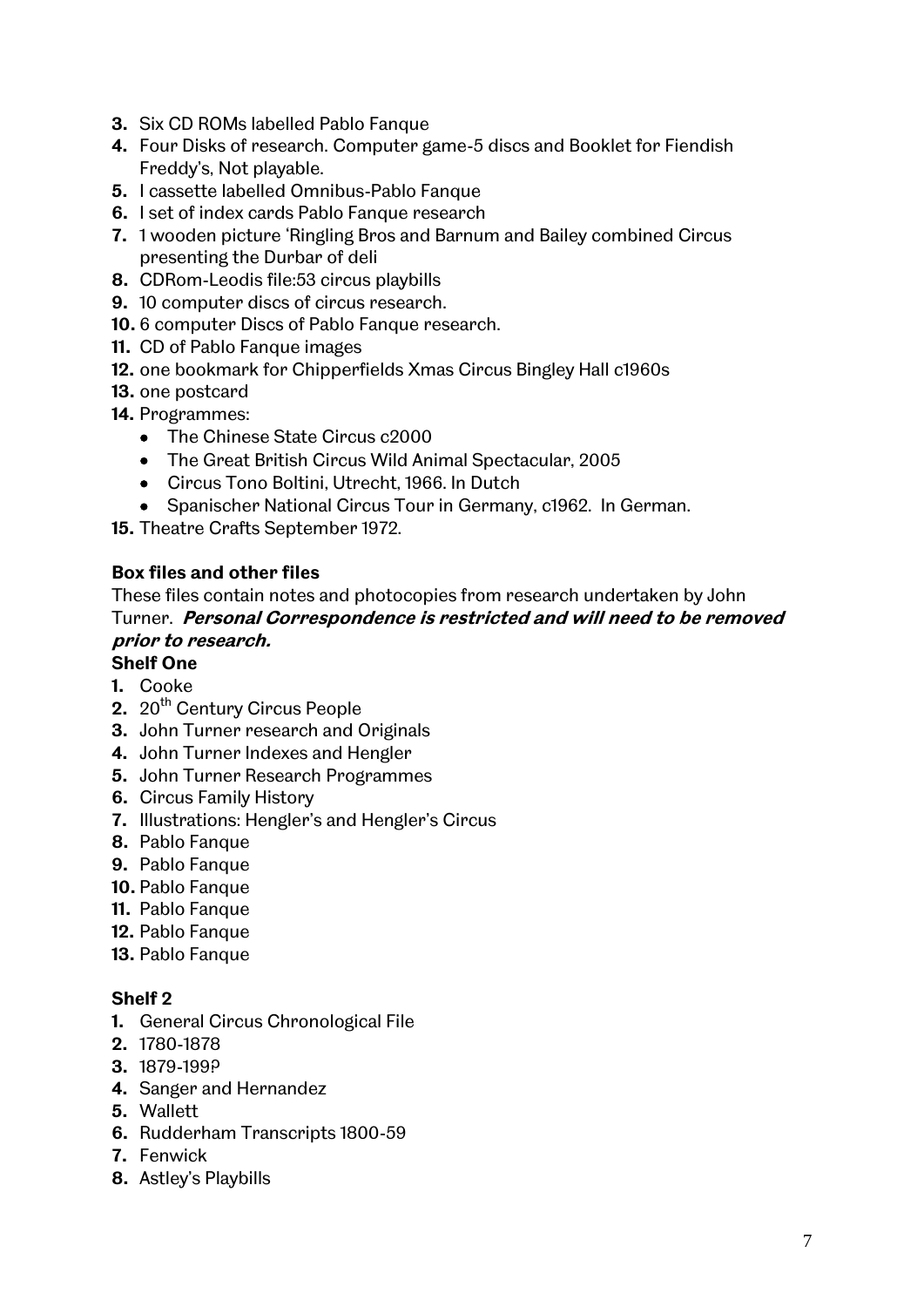3. Six CD ROMs labelled Pablo Fanque
4. Four Disks of research. Computer game-5 discs and Booklet for Fiendish Freddy's, Not playable.
5. I cassette labelled Omnibus-Pablo Fanque
6. I set of index cards Pablo Fanque research
7. 1 wooden picture 'Ringling Bros and Barnum and Bailey combined Circus presenting the Durbar of deli
8. CDRom-Leodis file:53 circus playbills
9. 10 computer discs of circus research.
10. 6 computer Discs of Pablo Fanque research.
11. CD of Pablo Fanque images
12. one bookmark for Chipperfields Xmas Circus Bingley Hall c1960s
13. one postcard
14. Programmes:
    - The Chinese State Circus c2000
    - The Great British Circus Wild Animal Spectacular, 2005
    - Circus Tono Boltini, Utrecht, 1966. In Dutch
    - Spanischer National Circus Tour in Germany, c1962. In German.
15. Theatre Crafts September 1972.

**Box files and other files**

These files contain notes and photocopies from research undertaken by John Turner. ***Personal Correspondence is restricted and will need to be removed prior to research.***

**Shelf One**

1. Cooke
2. 20th Century Circus People
3. John Turner research and Originals
4. John Turner Indexes and Hengler
5. John Turner Research Programmes
6. Circus Family History
7. Illustrations: Hengler's and Hengler's Circus
8. Pablo Fanque
9. Pablo Fanque
10. Pablo Fanque
11. Pablo Fanque
12. Pablo Fanque
13. Pablo Fanque

**Shelf 2**

1. General Circus Chronological File
2. 1780-1878
3. 1879-199?
4. Sanger and Hernandez
5. Wallett
6. Rudderham Transcripts 1800-59
7. Fenwick
8. Astley's Playbills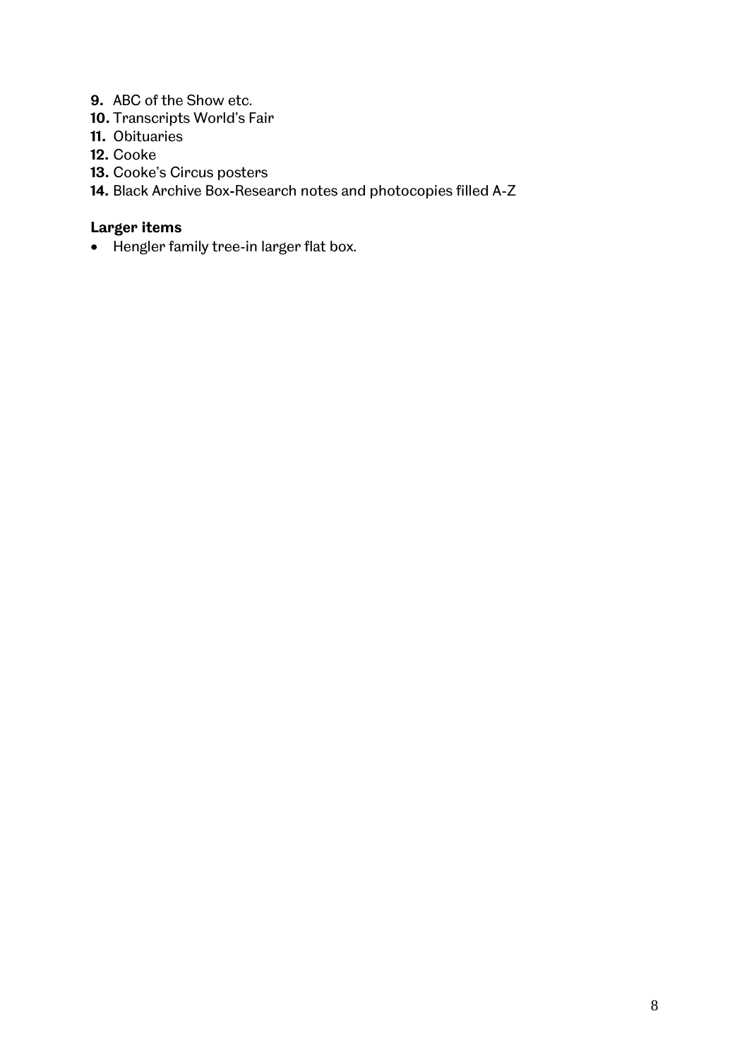**9.** ABC of the Show etc.
**10.** Transcripts World's Fair
**11.** Obituaries
**12.** Cooke
**13.** Cooke's Circus posters
**14.** Black Archive Box-Research notes and photocopies filled A-Z

**Larger items**

- Hengler family tree-in larger flat box.